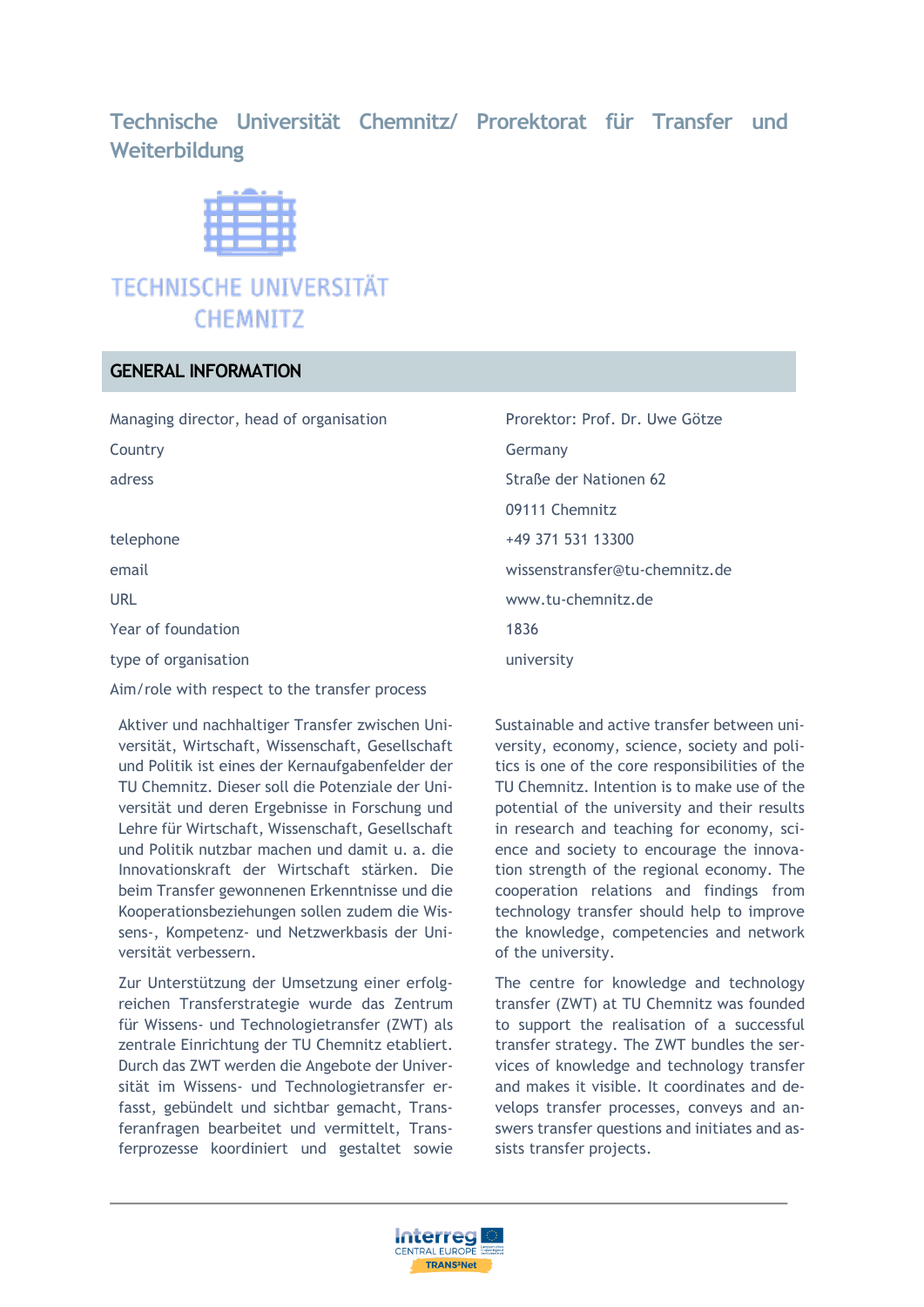# Technische Universität Chemnitz/ Prorektorat für Transfer und Weiterbildung

TECHNISCHE UNIVERSITÄT CHEMNITZ

## GENERAL INFORMATION

| | |
|---|---|
| Managing director, head of organisation | Prorektor: Prof. Dr. Uwe Götze |
| Country | Germany |
| adress | Straße der Nationen 62<br>09111 Chemnitz |
| telephone | +49 371 531 13300 |
| email | wissenstransfer@tu-chemnitz.de |
| URL | www.tu-chemnitz.de |
| Year of foundation | 1836 |
| type of organisation | university |

Aim/role with respect to the transfer process

Aktiver und nachhaltiger Transfer zwischen Universität, Wirtschaft, Wissenschaft, Gesellschaft und Politik ist eines der Kernaufgabenfelder der TU Chemnitz. Dieser soll die Potenziale der Universität und deren Ergebnisse in Forschung und Lehre für Wirtschaft, Wissenschaft, Gesellschaft und Politik nutzbar machen und damit u. a. die Innovationskraft der Wirtschaft stärken. Die beim Transfer gewonnenen Erkenntnisse und die Kooperationsbeziehungen sollen zudem die Wissens-, Kompetenz- und Netzwerkbasis der Universität verbessern.

Zur Unterstützung der Umsetzung einer erfolgreichen Transferstrategie wurde das Zentrum für Wissens- und Technologietransfer (ZWT) als zentrale Einrichtung der TU Chemnitz etabliert. Durch das ZWT werden die Angebote der Universität im Wissens- und Technologietransfer erfasst, gebündelt und sichtbar gemacht, Transferanfragen bearbeitet und vermittelt, Transferprozesse koordiniert und gestaltet sowie

Sustainable and active transfer between university, economy, science, society and politics is one of the core responsibilities of the TU Chemnitz. Intention is to make use of the potential of the university and their results in research and teaching for economy, science and society to encourage the innovation strength of the regional economy. The cooperation relations and findings from technology transfer should help to improve the knowledge, competencies and network of the university.

The centre for knowledge and technology transfer (ZWT) at TU Chemnitz was founded to support the realisation of a successful transfer strategy. The ZWT bundles the services of knowledge and technology transfer and makes it visible. It coordinates and develops transfer processes, conveys and answers transfer questions and initiates and assists transfer projects.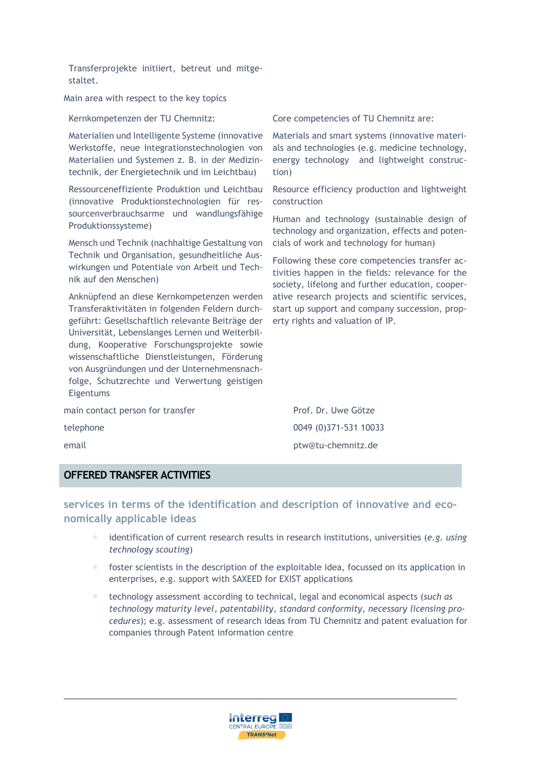Transferprojekte initiiert, betreut und mitgestaltet.

Main area with respect to the key topics

Kernkompetenzen der TU Chemnitz:

Materialien und Intelligente Systeme (innovative Werkstoffe, neue Integrationstechnologien von Materialien und Systemen z. B. in der Medizintechnik, der Energietechnik und im Leichtbau)

Ressourceneffiziente Produktion und Leichtbau (innovative Produktionstechnologien für ressourcenverbrauchsarme und wandlungsfähige Produktionssysteme)

Mensch und Technik (nachhaltige Gestaltung von Technik und Organisation, gesundheitliche Auswirkungen und Potentiale von Arbeit und Technik auf den Menschen)

Anknüpfend an diese Kernkompetenzen werden Transferaktivitäten in folgenden Feldern durchgeführt: Gesellschaftlich relevante Beiträge der Universität, Lebenslanges Lernen und Weiterbildung, Kooperative Forschungsprojekte sowie wissenschaftliche Dienstleistungen, Förderung von Ausgründungen und der Unternehmensnachfolge, Schutzrechte und Verwertung geistigen Eigentums

Core competencies of TU Chemnitz are:

Materials and smart systems (innovative materials and technologies (e.g. medicine technology, energy technology and lightweight construction)

Resource efficiency production and lightweight construction

Human and technology (sustainable design of technology and organization, effects and potencials of work and technology for human)

Following these core competencies transfer activities happen in the fields: relevance for the society, lifelong and further education, cooperative research projects and scientific services, start up support and company succession, property rights and valuation of IP.

| | |
|---|---|
| main contact person for transfer | Prof. Dr. Uwe Götze |
| telephone | 0049 (0)371-531 10033 |
| email | ptw@tu-chemnitz.de |

## OFFERED TRANSFER ACTIVITIES

### services in terms of the identification and description of innovative and economically applicable ideas

- identification of current research results in research institutions, universities (*e.g. using technology scouting*)
- foster scientists in the description of the exploitable idea, focussed on its application in enterprises, e.g. support with SAXEED for EXIST applications
- technology assessment according to technical, legal and economical aspects (*such as technology maturity level, patentability, standard conformity, necessary licensing procedures*); e.g. assessment of research ideas from TU Chemnitz and patent evaluation for companies through Patent information centre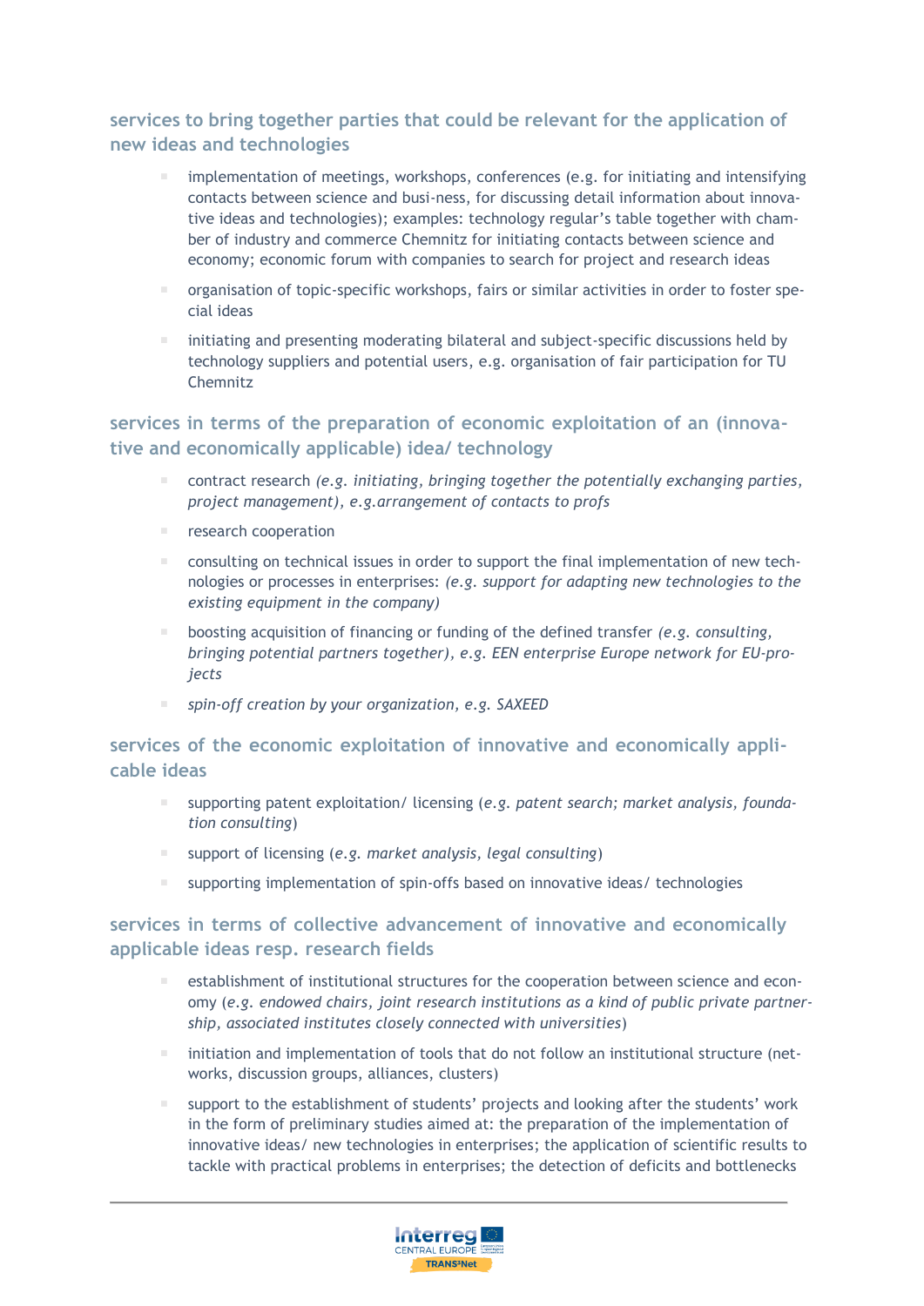### services to bring together parties that could be relevant for the application of new ideas and technologies

- implementation of meetings, workshops, conferences (e.g. for initiating and intensifying contacts between science and busi-ness, for discussing detail information about innovative ideas and technologies); examples: technology regular's table together with chamber of industry and commerce Chemnitz for initiating contacts between science and economy; economic forum with companies to search for project and research ideas
- organisation of topic-specific workshops, fairs or similar activities in order to foster special ideas
- initiating and presenting moderating bilateral and subject-specific discussions held by technology suppliers and potential users, e.g. organisation of fair participation for TU Chemnitz

### services in terms of the preparation of economic exploitation of an (innovative and economically applicable) idea/ technology

- contract research *(e.g. initiating, bringing together the potentially exchanging parties, project management), e.g.arrangement of contacts to profs*
- research cooperation
- consulting on technical issues in order to support the final implementation of new technologies or processes in enterprises: *(e.g. support for adapting new technologies to the existing equipment in the company)*
- boosting acquisition of financing or funding of the defined transfer *(e.g. consulting, bringing potential partners together), e.g. EEN enterprise Europe network for EU-projects*
- *spin-off creation by your organization, e.g. SAXEED*

### services of the economic exploitation of innovative and economically applicable ideas

- supporting patent exploitation/ licensing (*e.g. patent search; market analysis, foundation consulting*)
- support of licensing (*e.g. market analysis, legal consulting*)
- supporting implementation of spin-offs based on innovative ideas/ technologies

### services in terms of collective advancement of innovative and economically applicable ideas resp. research fields

- establishment of institutional structures for the cooperation between science and economy (*e.g. endowed chairs, joint research institutions as a kind of public private partnership, associated institutes closely connected with universities*)
- initiation and implementation of tools that do not follow an institutional structure (networks, discussion groups, alliances, clusters)
- support to the establishment of students' projects and looking after the students' work in the form of preliminary studies aimed at: the preparation of the implementation of innovative ideas/ new technologies in enterprises; the application of scientific results to tackle with practical problems in enterprises; the detection of deficits and bottlenecks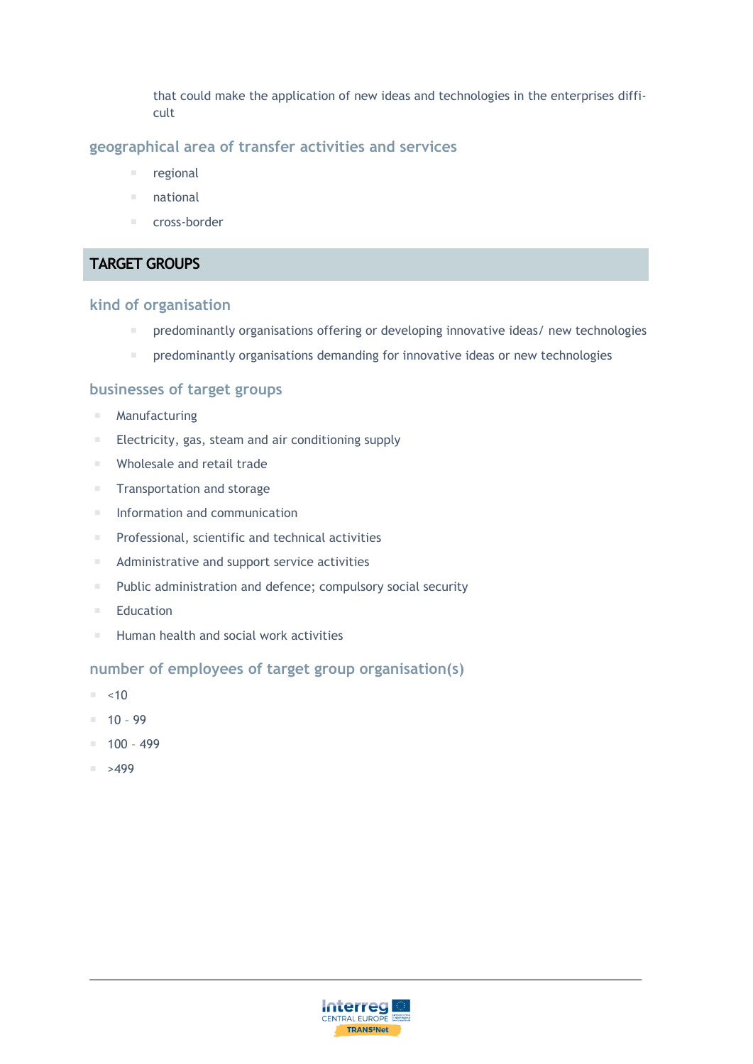that could make the application of new ideas and technologies in the enterprises difficult

### geographical area of transfer activities and services

- regional
- national
- cross-border

## TARGET GROUPS

### kind of organisation

- predominantly organisations offering or developing innovative ideas/ new technologies
- predominantly organisations demanding for innovative ideas or new technologies

### businesses of target groups

- Manufacturing
- Electricity, gas, steam and air conditioning supply
- Wholesale and retail trade
- Transportation and storage
- Information and communication
- Professional, scientific and technical activities
- Administrative and support service activities
- Public administration and defence; compulsory social security
- Education
- Human health and social work activities

### number of employees of target group organisation(s)

- <10
- 10 – 99
- 100 – 499
- >499